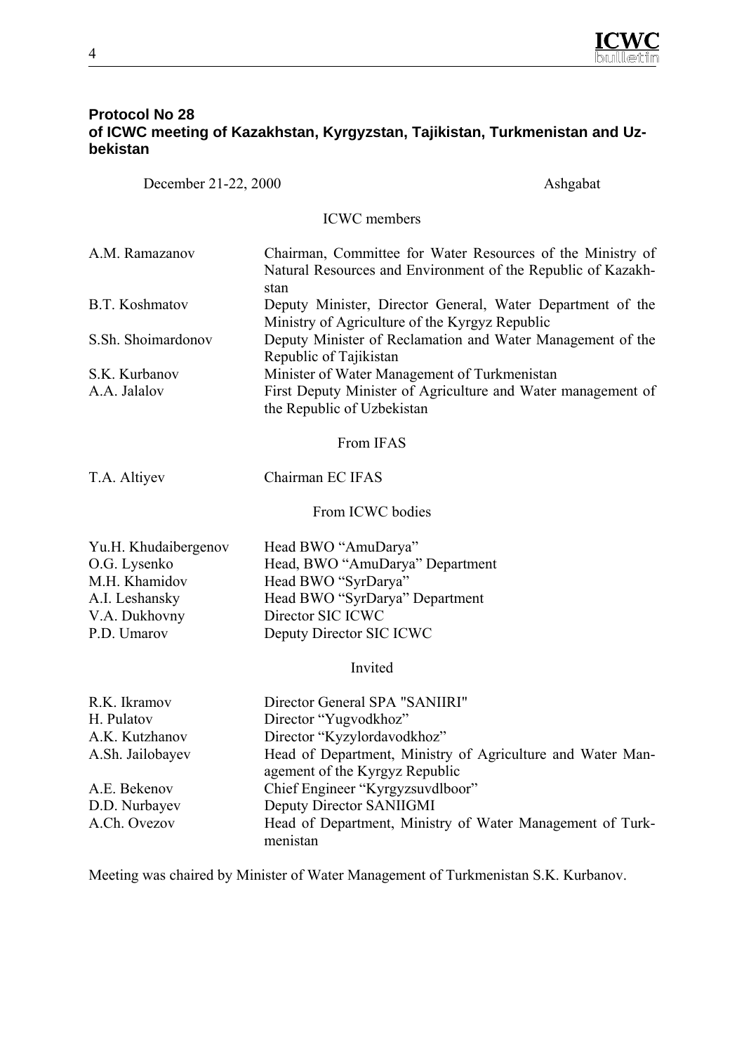## Protocol No 28
## of ICWC meeting of Kazakhstan, Kyrgyzstan, Tajikistan, Turkmenistan and Uzbekistan

December 21-22, 2000 Ashgabat

ICWC members

| | |
|---|---|
| A.M. Ramazanov | Chairman, Committee for Water Resources of the Ministry of Natural Resources and Environment of the Republic of Kazakhstan |
| B.T. Koshmatov | Deputy Minister, Director General, Water Department of the Ministry of Agriculture of the Kyrgyz Republic |
| S.Sh. Shoimardonov | Deputy Minister of Reclamation and Water Management of the Republic of Tajikistan |
| S.K. Kurbanov | Minister of Water Management of Turkmenistan |
| A.A. Jalalov | First Deputy Minister of Agriculture and Water management of the Republic of Uzbekistan |

From IFAS

| | |
|---|---|
| T.A. Altiyev | Chairman EC IFAS |

From ICWC bodies

| | |
|---|---|
| Yu.H. Khudaibergenov | Head BWO "AmuDarya" |
| O.G. Lysenko | Head, BWO "AmuDarya" Department |
| M.H. Khamidov | Head BWO "SyrDarya" |
| A.I. Leshansky | Head BWO "SyrDarya" Department |
| V.A. Dukhovny | Director SIC ICWC |
| P.D. Umarov | Deputy Director SIC ICWC |

Invited

| | |
|---|---|
| R.K. Ikramov | Director General SPA "SANIIRI" |
| H. Pulatov | Director "Yugvodkhoz" |
| A.K. Kutzhanov | Director "Kyzylordavodkhoz" |
| A.Sh. Jailobayev | Head of Department, Ministry of Agriculture and Water Management of the Kyrgyz Republic |
| A.E. Bekenov | Chief Engineer "Kyrgyzsuvdlboor" |
| D.D. Nurbayev | Deputy Director SANIIGMI |
| A.Ch. Ovezov | Head of Department, Ministry of Water Management of Turkmenistan |

Meeting was chaired by Minister of Water Management of Turkmenistan S.K. Kurbanov.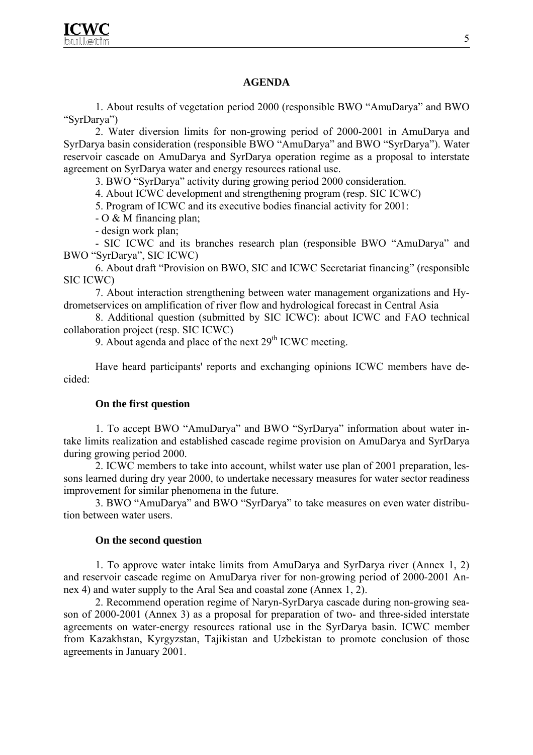### AGENDA

1. About results of vegetation period 2000 (responsible BWO "AmuDarya" and BWO "SyrDarya")

2. Water diversion limits for non-growing period of 2000-2001 in AmuDarya and SyrDarya basin consideration (responsible BWO "AmuDarya" and BWO "SyrDarya"). Water reservoir cascade on AmuDarya and SyrDarya operation regime as a proposal to interstate agreement on SyrDarya water and energy resources rational use.

3. BWO "SyrDarya" activity during growing period 2000 consideration.

4. About ICWC development and strengthening program (resp. SIC ICWC)

5. Program of ICWC and its executive bodies financial activity for 2001:

- O & M financing plan;
- design work plan;
- SIC ICWC and its branches research plan (responsible BWO "AmuDarya" and BWO "SyrDarya", SIC ICWC)

6. About draft "Provision on BWO, SIC and ICWC Secretariat financing" (responsible SIC ICWC)

7. About interaction strengthening between water management organizations and Hydrometservices on amplification of river flow and hydrological forecast in Central Asia

8. Additional question (submitted by SIC ICWC): about ICWC and FAO technical collaboration project (resp. SIC ICWC)

9. About agenda and place of the next 29th ICWC meeting.

Have heard participants' reports and exchanging opinions ICWC members have decided:

#### On the first question

1. To accept BWO "AmuDarya" and BWO "SyrDarya" information about water intake limits realization and established cascade regime provision on AmuDarya and SyrDarya during growing period 2000.

2. ICWC members to take into account, whilst water use plan of 2001 preparation, lessons learned during dry year 2000, to undertake necessary measures for water sector readiness improvement for similar phenomena in the future.

3. BWO "AmuDarya" and BWO "SyrDarya" to take measures on even water distribution between water users.

#### On the second question

1. To approve water intake limits from AmuDarya and SyrDarya river (Annex 1, 2) and reservoir cascade regime on AmuDarya river for non-growing period of 2000-2001 Annex 4) and water supply to the Aral Sea and coastal zone (Annex 1, 2).

2. Recommend operation regime of Naryn-SyrDarya cascade during non-growing season of 2000-2001 (Annex 3) as a proposal for preparation of two- and three-sided interstate agreements on water-energy resources rational use in the SyrDarya basin. ICWC member from Kazakhstan, Kyrgyzstan, Tajikistan and Uzbekistan to promote conclusion of those agreements in January 2001.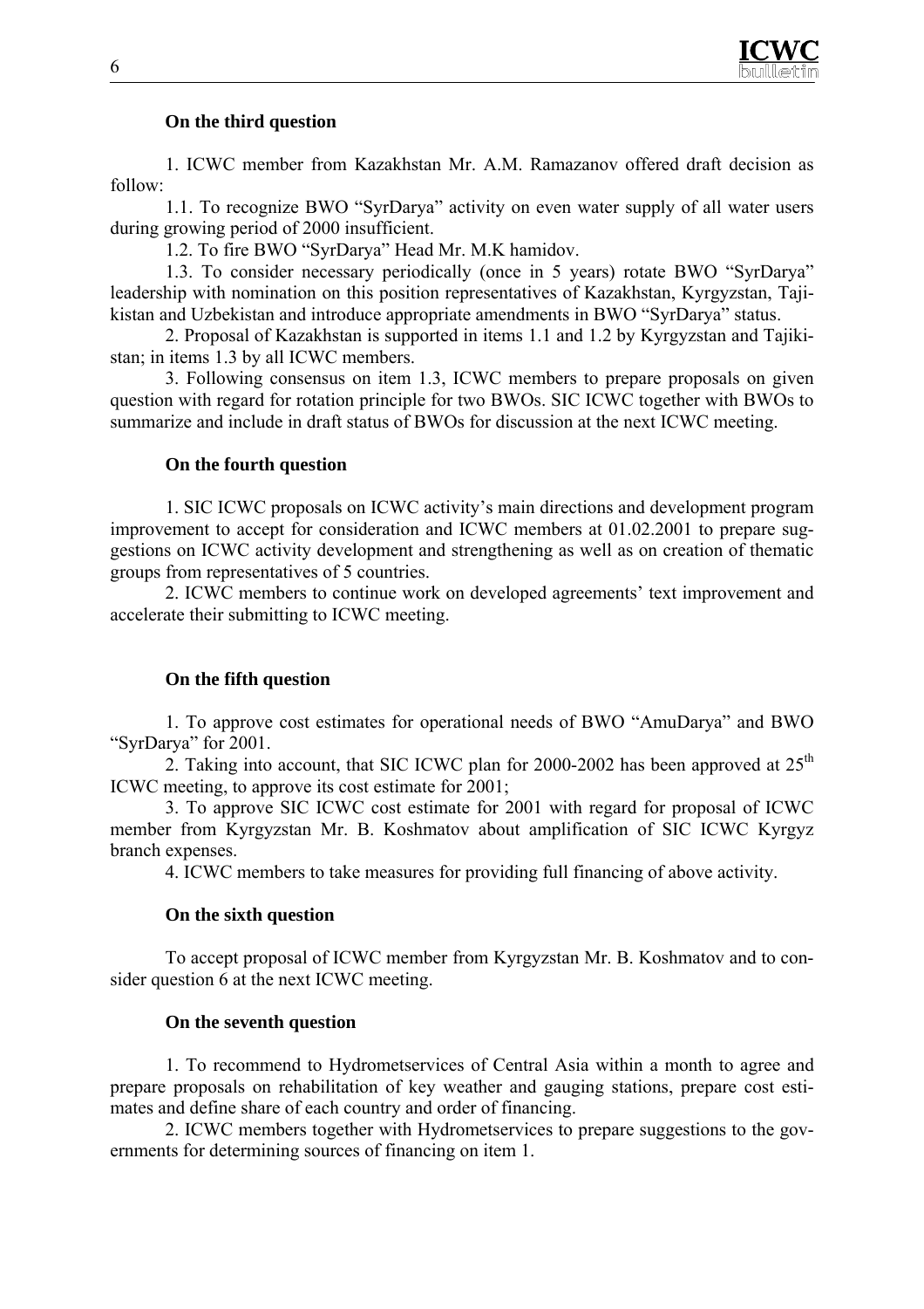**On the third question**

1. ICWC member from Kazakhstan Mr. A.M. Ramazanov offered draft decision as follow:

1.1. To recognize BWO “SyrDarya” activity on even water supply of all water users during growing period of 2000 insufficient.

1.2. To fire BWO “SyrDarya” Head Mr. M.K hamidov.

1.3. To consider necessary periodically (once in 5 years) rotate BWO “SyrDarya” leadership with nomination on this position representatives of Kazakhstan, Kyrgyzstan, Tajikistan and Uzbekistan and introduce appropriate amendments in BWO “SyrDarya” status.

2. Proposal of Kazakhstan is supported in items 1.1 and 1.2 by Kyrgyzstan and Tajikistan; in items 1.3 by all ICWC members.

3. Following consensus on item 1.3, ICWC members to prepare proposals on given question with regard for rotation principle for two BWOs. SIC ICWC together with BWOs to summarize and include in draft status of BWOs for discussion at the next ICWC meeting.

**On the fourth question**

1. SIC ICWC proposals on ICWC activity’s main directions and development program improvement to accept for consideration and ICWC members at 01.02.2001 to prepare suggestions on ICWC activity development and strengthening as well as on creation of thematic groups from representatives of 5 countries.

2. ICWC members to continue work on developed agreements’ text improvement and accelerate their submitting to ICWC meeting.

**On the fifth question**

1. To approve cost estimates for operational needs of BWO “AmuDarya” and BWO “SyrDarya” for 2001.

2. Taking into account, that SIC ICWC plan for 2000-2002 has been approved at 25th ICWC meeting, to approve its cost estimate for 2001;

3. To approve SIC ICWC cost estimate for 2001 with regard for proposal of ICWC member from Kyrgyzstan Mr. B. Koshmatov about amplification of SIC ICWC Kyrgyz branch expenses.

4. ICWC members to take measures for providing full financing of above activity.

**On the sixth question**

To accept proposal of ICWC member from Kyrgyzstan Mr. B. Koshmatov and to consider question 6 at the next ICWC meeting.

**On the seventh question**

1. To recommend to Hydrometservices of Central Asia within a month to agree and prepare proposals on rehabilitation of key weather and gauging stations, prepare cost estimates and define share of each country and order of financing.

2. ICWC members together with Hydrometservices to prepare suggestions to the governments for determining sources of financing on item 1.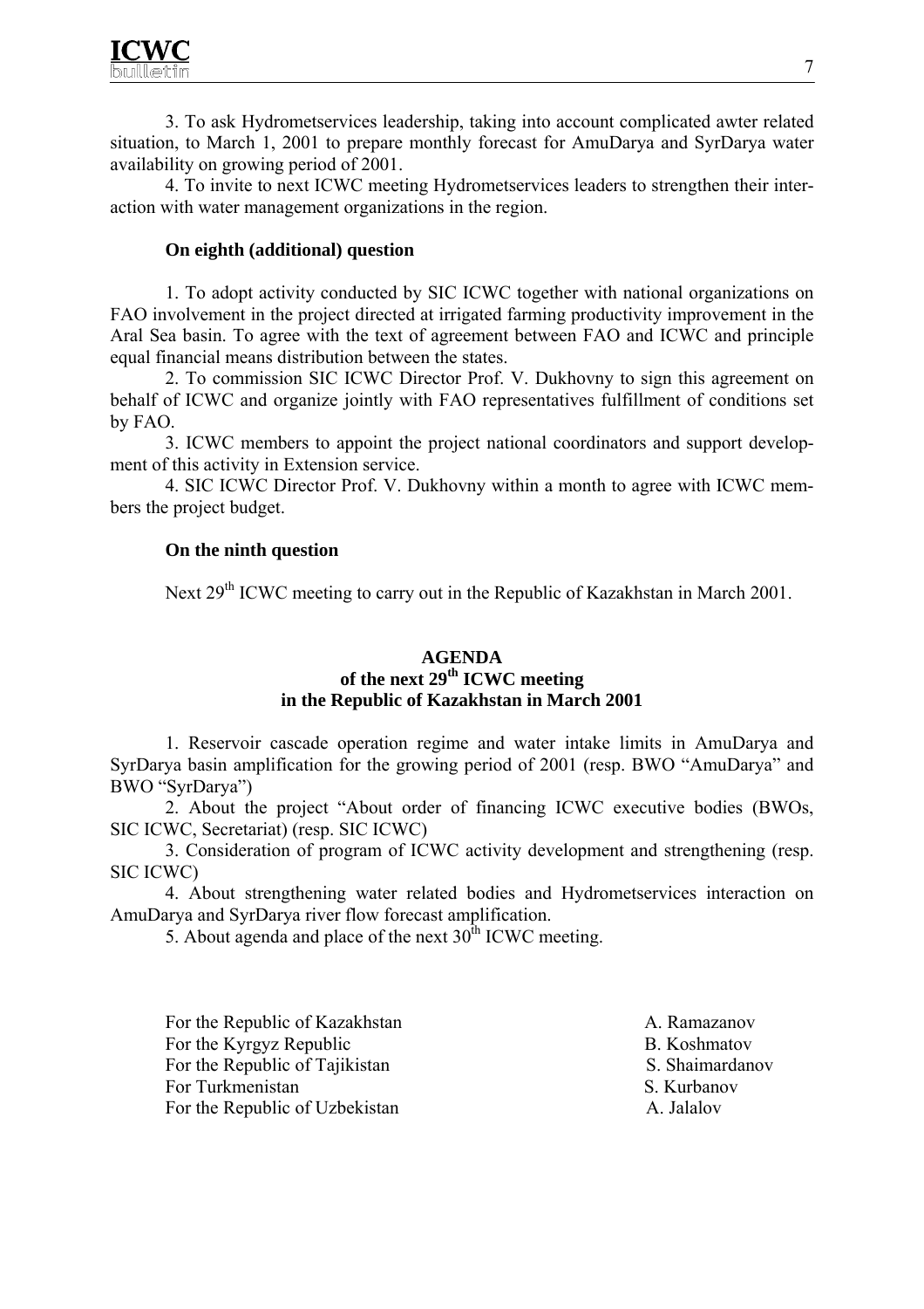3. To ask Hydrometservices leadership, taking into account complicated awter related situation, to March 1, 2001 to prepare monthly forecast for AmuDarya and SyrDarya water availability on growing period of 2001.

4. To invite to next ICWC meeting Hydrometservices leaders to strengthen their interaction with water management organizations in the region.

**On eighth (additional) question**

1. To adopt activity conducted by SIC ICWC together with national organizations on FAO involvement in the project directed at irrigated farming productivity improvement in the Aral Sea basin. To agree with the text of agreement between FAO and ICWC and principle equal financial means distribution between the states.

2. To commission SIC ICWC Director Prof. V. Dukhovny to sign this agreement on behalf of ICWC and organize jointly with FAO representatives fulfillment of conditions set by FAO.

3. ICWC members to appoint the project national coordinators and support development of this activity in Extension service.

4. SIC ICWC Director Prof. V. Dukhovny within a month to agree with ICWC members the project budget.

**On the ninth question**

Next 29th ICWC meeting to carry out in the Republic of Kazakhstan in March 2001.

**AGENDA**
**of the next 29th ICWC meeting**
**in the Republic of Kazakhstan in March 2001**

1. Reservoir cascade operation regime and water intake limits in AmuDarya and SyrDarya basin amplification for the growing period of 2001 (resp. BWO "AmuDarya" and BWO "SyrDarya")

2. About the project "About order of financing ICWC executive bodies (BWOs, SIC ICWC, Secretariat) (resp. SIC ICWC)

3. Consideration of program of ICWC activity development and strengthening (resp. SIC ICWC)

4. About strengthening water related bodies and Hydrometservices interaction on AmuDarya and SyrDarya river flow forecast amplification.

5. About agenda and place of the next 30th ICWC meeting.

| | |
|---|---|
| For the Republic of Kazakhstan | A. Ramazanov |
| For the Kyrgyz Republic | B. Koshmatov |
| For the Republic of Tajikistan | S. Shaimardanov |
| For Turkmenistan | S. Kurbanov |
| For the Republic of Uzbekistan | A. Jalalov |